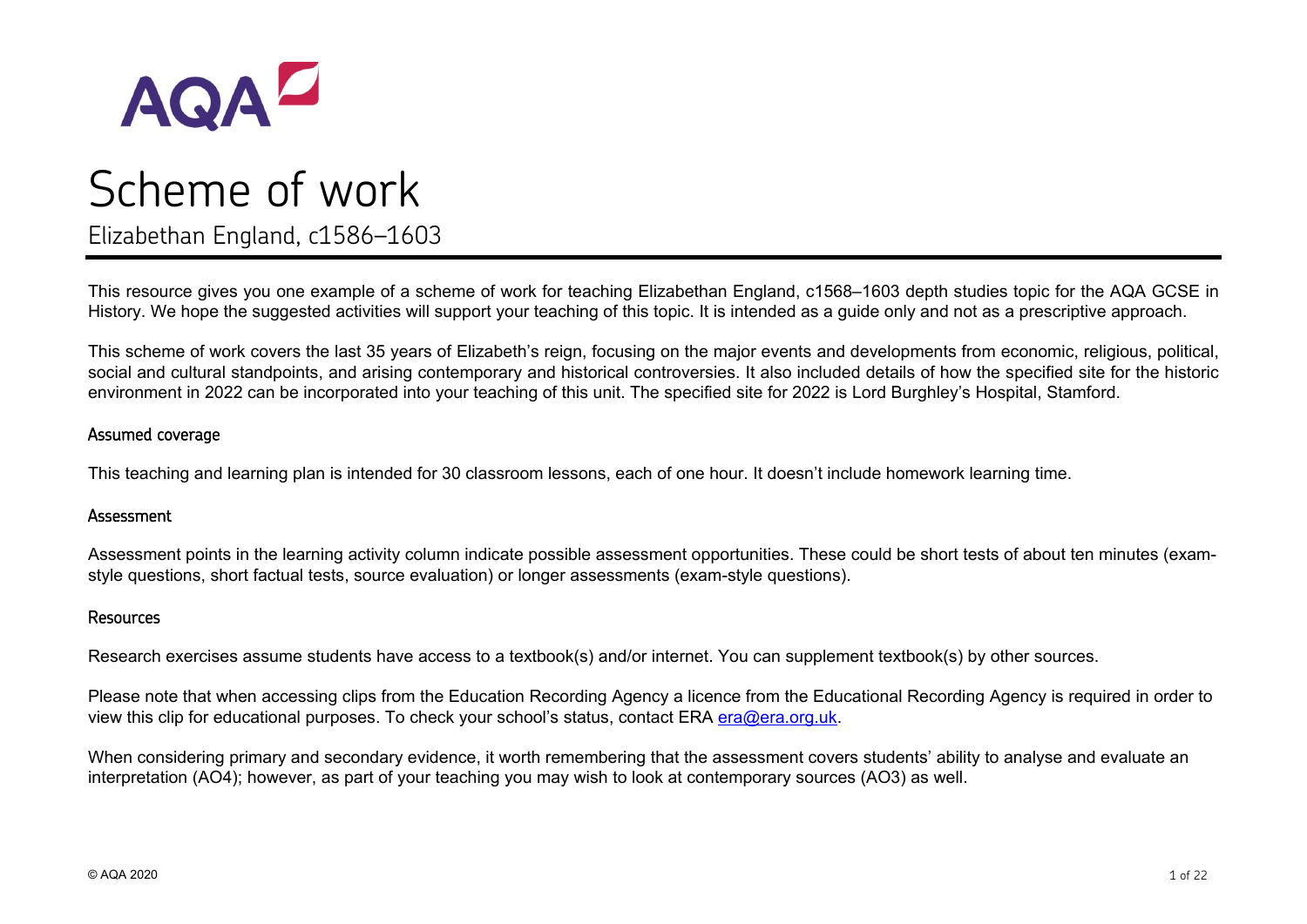# Scheme of work

## Elizabethan England, c1586–1603

This resource gives you one example of a scheme of work for teaching Elizabethan England, c1568–1603 depth studies topic for the AQA GCSE in History. We hope the suggested activities will support your teaching of this topic. It is intended as a guide only and not as a prescriptive approach.

This scheme of work covers the last 35 years of Elizabeth's reign, focusing on the major events and developments from economic, religious, political, social and cultural standpoints, and arising contemporary and historical controversies. It also included details of how the specified site for the historic environment in 2022 can be incorporated into your teaching of this unit. The specified site for 2022 is Lord Burghley's Hospital, Stamford.

### Assumed coverage

This teaching and learning plan is intended for 30 classroom lessons, each of one hour. It doesn't include homework learning time.

### Assessment

Assessment points in the learning activity column indicate possible assessment opportunities. These could be short tests of about ten minutes (exam-style questions, short factual tests, source evaluation) or longer assessments (exam-style questions).

### Resources

Research exercises assume students have access to a textbook(s) and/or internet. You can supplement textbook(s) by other sources.

Please note that when accessing clips from the Education Recording Agency a licence from the Educational Recording Agency is required in order to view this clip for educational purposes. To check your school's status, contact ERA era@era.org.uk.

When considering primary and secondary evidence, it worth remembering that the assessment covers students' ability to analyse and evaluate an interpretation (AO4); however, as part of your teaching you may wish to look at contemporary sources (AO3) as well.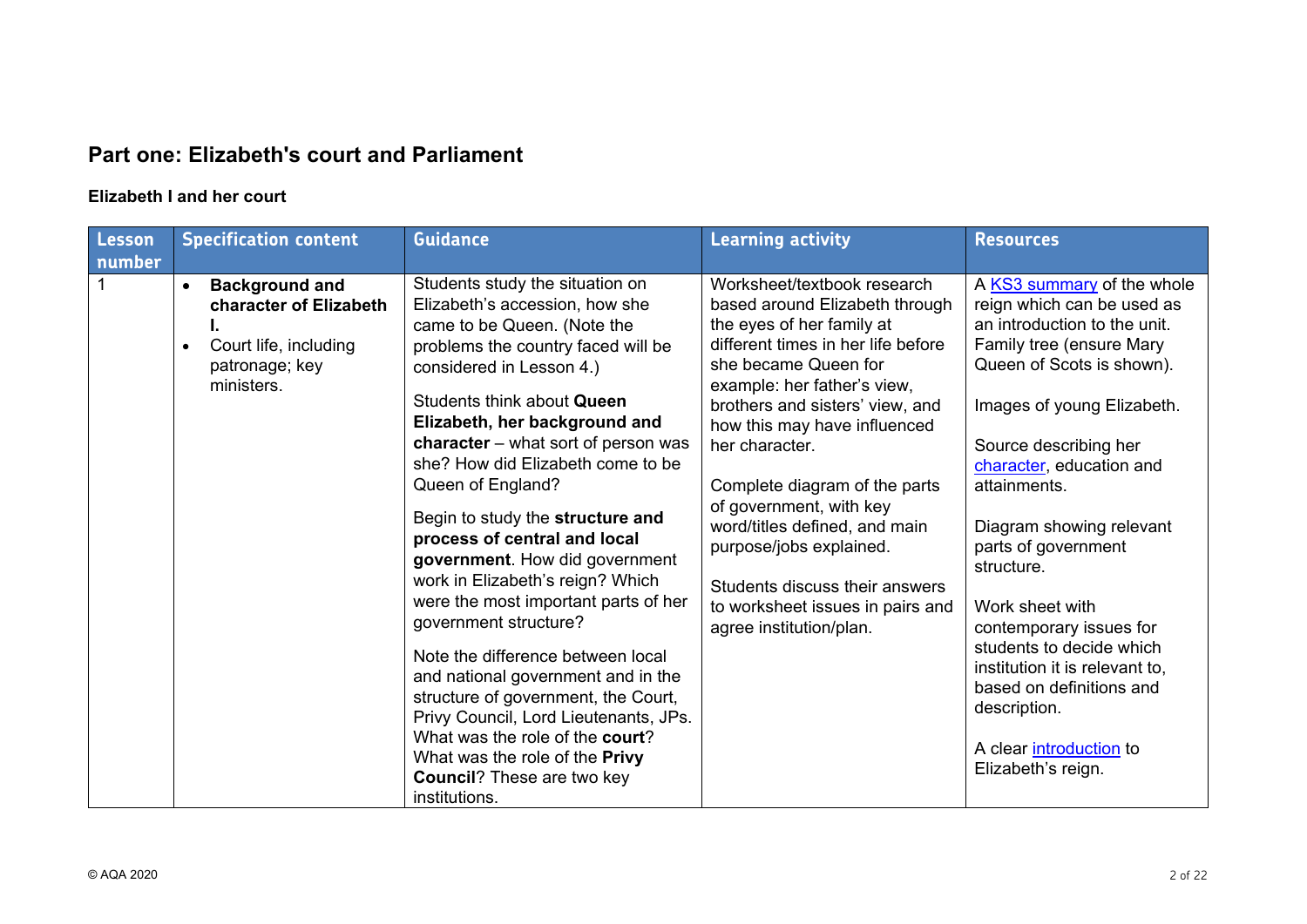## Part one: Elizabeth's court and Parliament

### Elizabeth I and her court

| Lesson number | Specification content | Guidance | Learning activity | Resources |
|---|---|---|---|---|
| 1 | • **Background and character of Elizabeth I.**<br>• Court life, including patronage; key ministers. | Students study the situation on Elizabeth's accession, how she came to be Queen. (Note the problems the country faced will be considered in Lesson 4.)<br><br>Students think about **Queen Elizabeth, her background and character** – what sort of person was she? How did Elizabeth come to be Queen of England?<br><br>Begin to study the **structure and process of central and local government**. How did government work in Elizabeth's reign? Which were the most important parts of her government structure?<br><br>Note the difference between local and national government and in the structure of government, the Court, Privy Council, Lord Lieutenants, JPs. What was the role of the **court**? What was the role of the **Privy Council**? These are two key institutions. | Worksheet/textbook research based around Elizabeth through the eyes of her family at different times in her life before she became Queen for example: her father's view, brothers and sisters' view, and how this may have influenced her character.<br><br>Complete diagram of the parts of government, with key word/titles defined, and main purpose/jobs explained.<br><br>Students discuss their answers to worksheet issues in pairs and agree institution/plan. | A KS3 summary of the whole reign which can be used as an introduction to the unit. Family tree (ensure Mary Queen of Scots is shown).<br><br>Images of young Elizabeth.<br><br>Source describing her character, education and attainments.<br><br>Diagram showing relevant parts of government structure.<br><br>Work sheet with contemporary issues for students to decide which institution it is relevant to, based on definitions and description.<br><br>A clear introduction to Elizabeth's reign. |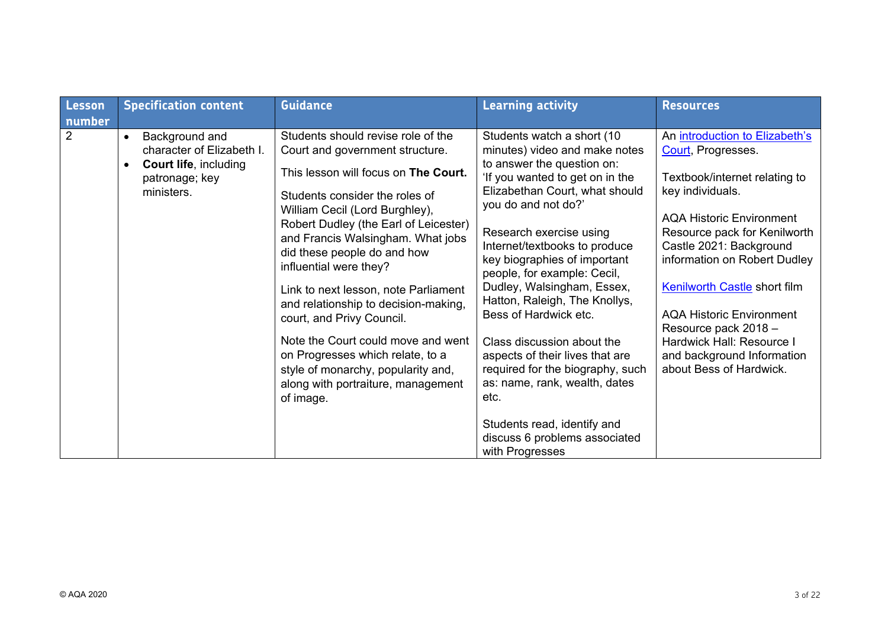| Lesson number | Specification content | Guidance | Learning activity | Resources |
|---|---|---|---|---|
| 2 | • Background and character of Elizabeth I.<br>• **Court life**, including patronage; key ministers. | Students should revise role of the Court and government structure.<br><br>This lesson will focus on **The Court.**<br><br>Students consider the roles of William Cecil (Lord Burghley), Robert Dudley (the Earl of Leicester) and Francis Walsingham. What jobs did these people do and how influential were they?<br><br>Link to next lesson, note Parliament and relationship to decision-making, court, and Privy Council.<br><br>Note the Court could move and went on Progresses which relate, to a style of monarchy, popularity and, along with portraiture, management of image. | Students watch a short (10 minutes) video and make notes to answer the question on: 'If you wanted to get on in the Elizabethan Court, what should you do and not do?'<br><br>Research exercise using Internet/textbooks to produce key biographies of important people, for example: Cecil, Dudley, Walsingham, Essex, Hatton, Raleigh, The Knollys, Bess of Hardwick etc.<br><br>Class discussion about the aspects of their lives that are required for the biography, such as: name, rank, wealth, dates etc.<br><br>Students read, identify and discuss 6 problems associated with Progresses | An introduction to Elizabeth's Court, Progresses.<br><br>Textbook/internet relating to key individuals.<br><br>AQA Historic Environment Resource pack for Kenilworth Castle 2021: Background information on Robert Dudley<br><br>Kenilworth Castle short film<br><br>AQA Historic Environment Resource pack 2018 – Hardwick Hall: Resource I and background Information about Bess of Hardwick. |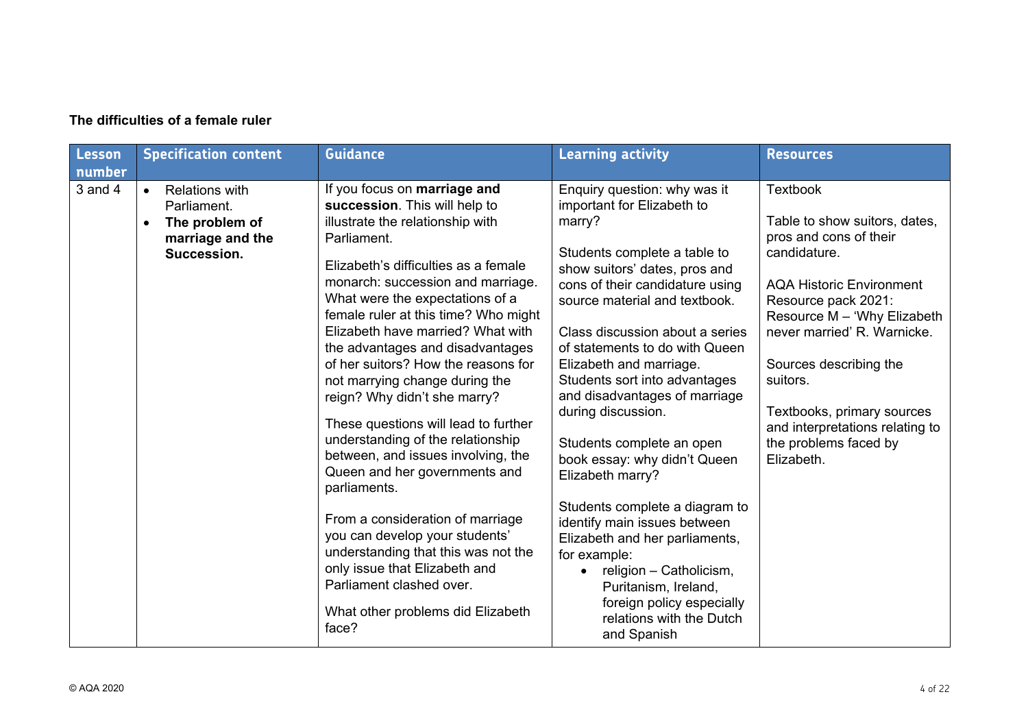**The difficulties of a female ruler**

| Lesson number | Specification content | Guidance | Learning activity | Resources |
|---|---|---|---|---|
| 3 and 4 | • Relations with Parliament.<br>• **The problem of marriage and the Succession.** | If you focus on **marriage and succession**. This will help to illustrate the relationship with Parliament.<br><br>Elizabeth's difficulties as a female monarch: succession and marriage. What were the expectations of a female ruler at this time? Who might Elizabeth have married? What with the advantages and disadvantages of her suitors? How the reasons for not marrying change during the reign? Why didn't she marry?<br><br>These questions will lead to further understanding of the relationship between, and issues involving, the Queen and her governments and parliaments.<br><br>From a consideration of marriage you can develop your students' understanding that this was not the only issue that Elizabeth and Parliament clashed over.<br><br>What other problems did Elizabeth face? | Enquiry question: why was it important for Elizabeth to marry?<br><br>Students complete a table to show suitors' dates, pros and cons of their candidature using source material and textbook.<br><br>Class discussion about a series of statements to do with Queen Elizabeth and marriage. Students sort into advantages and disadvantages of marriage during discussion.<br><br>Students complete an open book essay: why didn't Queen Elizabeth marry?<br><br>Students complete a diagram to identify main issues between Elizabeth and her parliaments, for example:<br>• religion – Catholicism, Puritanism, Ireland, foreign policy especially relations with the Dutch and Spanish | Textbook<br><br>Table to show suitors, dates, pros and cons of their candidature.<br><br>AQA Historic Environment Resource pack 2021: Resource M – 'Why Elizabeth never married' R. Warnicke.<br><br>Sources describing the suitors.<br><br>Textbooks, primary sources and interpretations relating to the problems faced by Elizabeth. |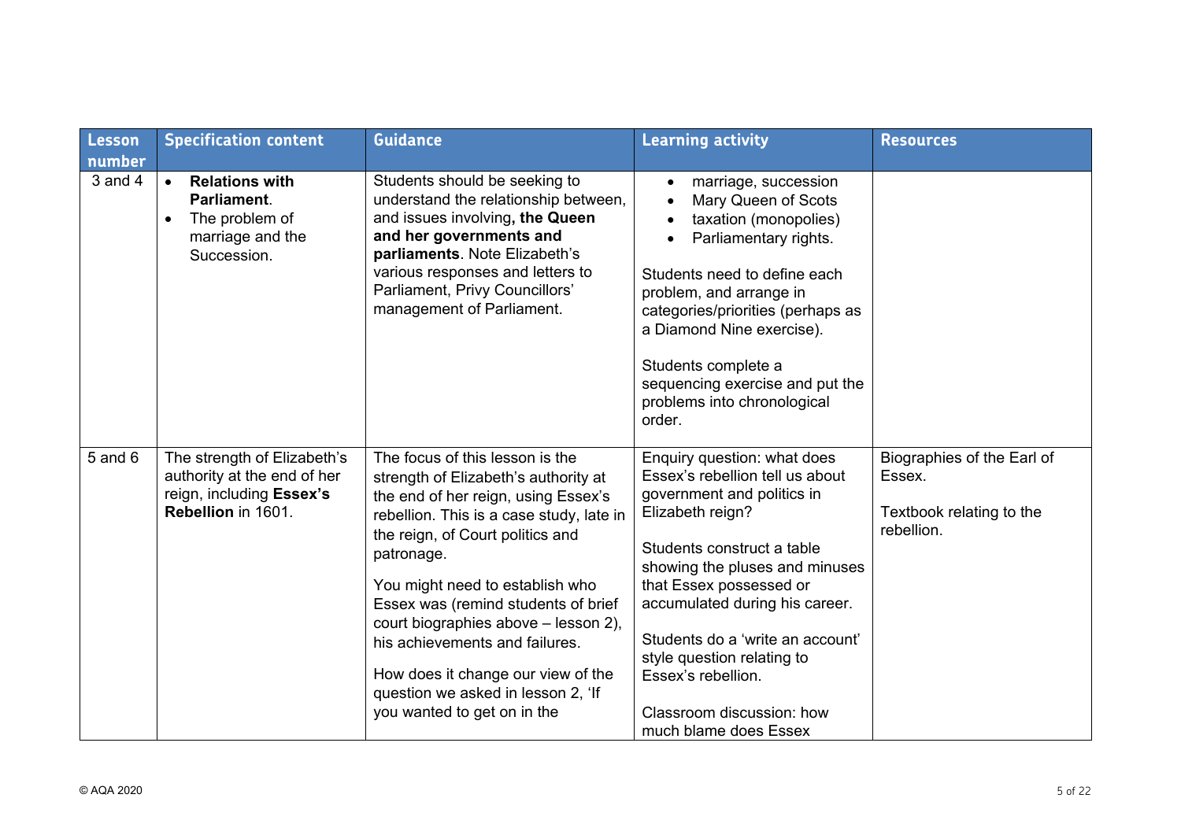| Lesson number | Specification content | Guidance | Learning activity | Resources |
| --- | --- | --- | --- | --- |
| 3 and 4 | • **Relations with Parliament**.<br>• The problem of marriage and the Succession. | Students should be seeking to understand the relationship between, and issues involving**, the Queen and her governments and parliaments**. Note Elizabeth's various responses and letters to Parliament, Privy Councillors' management of Parliament. | • marriage, succession<br>• Mary Queen of Scots<br>• taxation (monopolies)<br>• Parliamentary rights.<br><br>Students need to define each problem, and arrange in categories/priorities (perhaps as a Diamond Nine exercise).<br><br>Students complete a sequencing exercise and put the problems into chronological order. | |
| 5 and 6 | The strength of Elizabeth's authority at the end of her reign, including **Essex's Rebellion** in 1601. | The focus of this lesson is the strength of Elizabeth's authority at the end of her reign, using Essex's rebellion. This is a case study, late in the reign, of Court politics and patronage.<br><br>You might need to establish who Essex was (remind students of brief court biographies above – lesson 2), his achievements and failures.<br><br>How does it change our view of the question we asked in lesson 2, 'If you wanted to get on in the | Enquiry question: what does Essex's rebellion tell us about government and politics in Elizabeth reign?<br><br>Students construct a table showing the pluses and minuses that Essex possessed or accumulated during his career.<br><br>Students do a 'write an account' style question relating to Essex's rebellion.<br><br>Classroom discussion: how much blame does Essex | Biographies of the Earl of Essex.<br><br>Textbook relating to the rebellion. |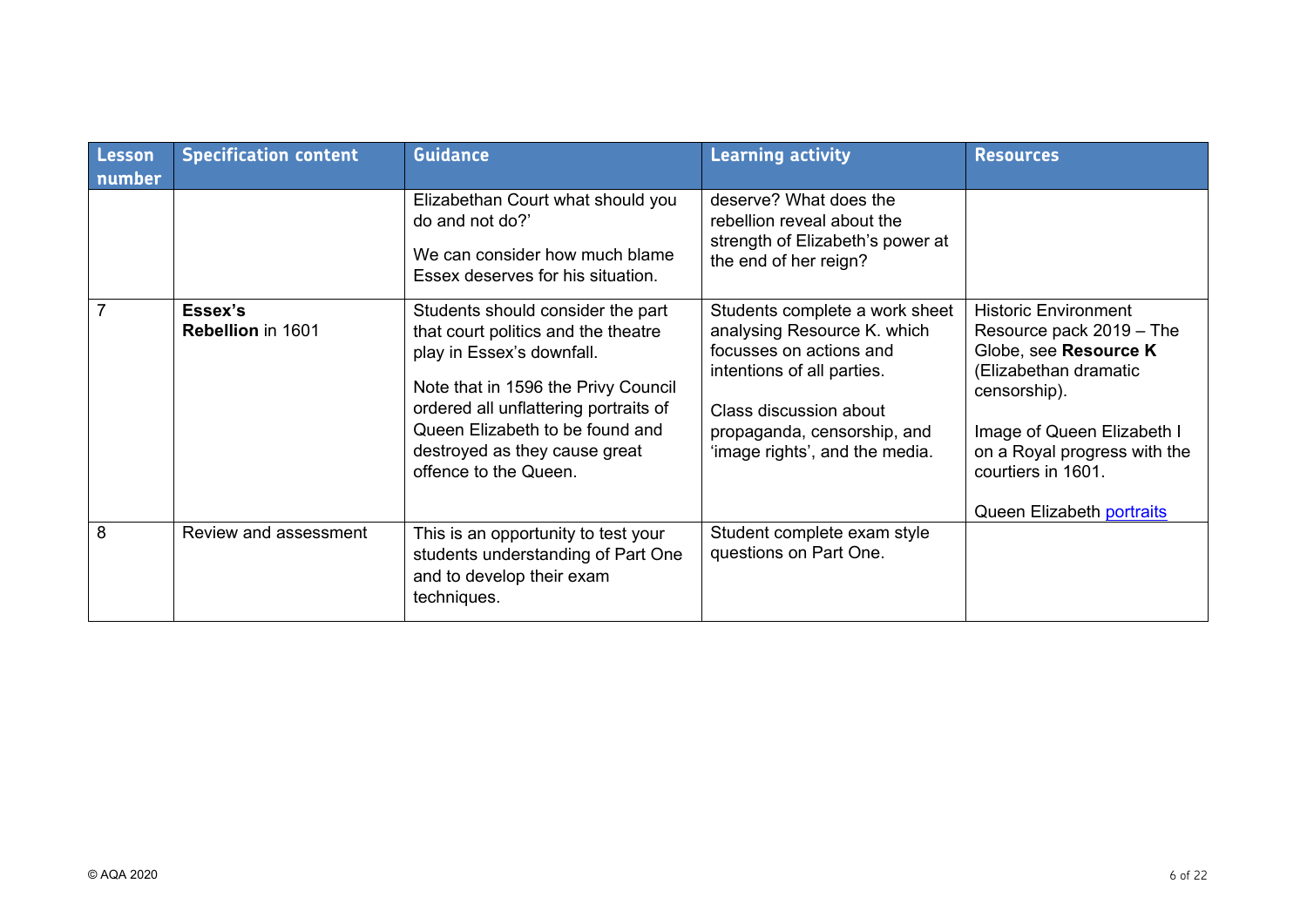| Lesson number | Specification content | Guidance | Learning activity | Resources |
|---|---|---|---|---|
| | | Elizabethan Court what should you do and not do?'<br><br>We can consider how much blame Essex deserves for his situation. | deserve? What does the rebellion reveal about the strength of Elizabeth's power at the end of her reign? | |
| 7 | **Essex's Rebellion** in 1601 | Students should consider the part that court politics and the theatre play in Essex's downfall.<br><br>Note that in 1596 the Privy Council ordered all unflattering portraits of Queen Elizabeth to be found and destroyed as they cause great offence to the Queen. | Students complete a work sheet analysing Resource K. which focusses on actions and intentions of all parties.<br><br>Class discussion about propaganda, censorship, and 'image rights', and the media. | Historic Environment Resource pack 2019 – The Globe, see **Resource K** (Elizabethan dramatic censorship).<br><br>Image of Queen Elizabeth I on a Royal progress with the courtiers in 1601.<br><br>Queen Elizabeth portraits |
| 8 | Review and assessment | This is an opportunity to test your students understanding of Part One and to develop their exam techniques. | Student complete exam style questions on Part One. | |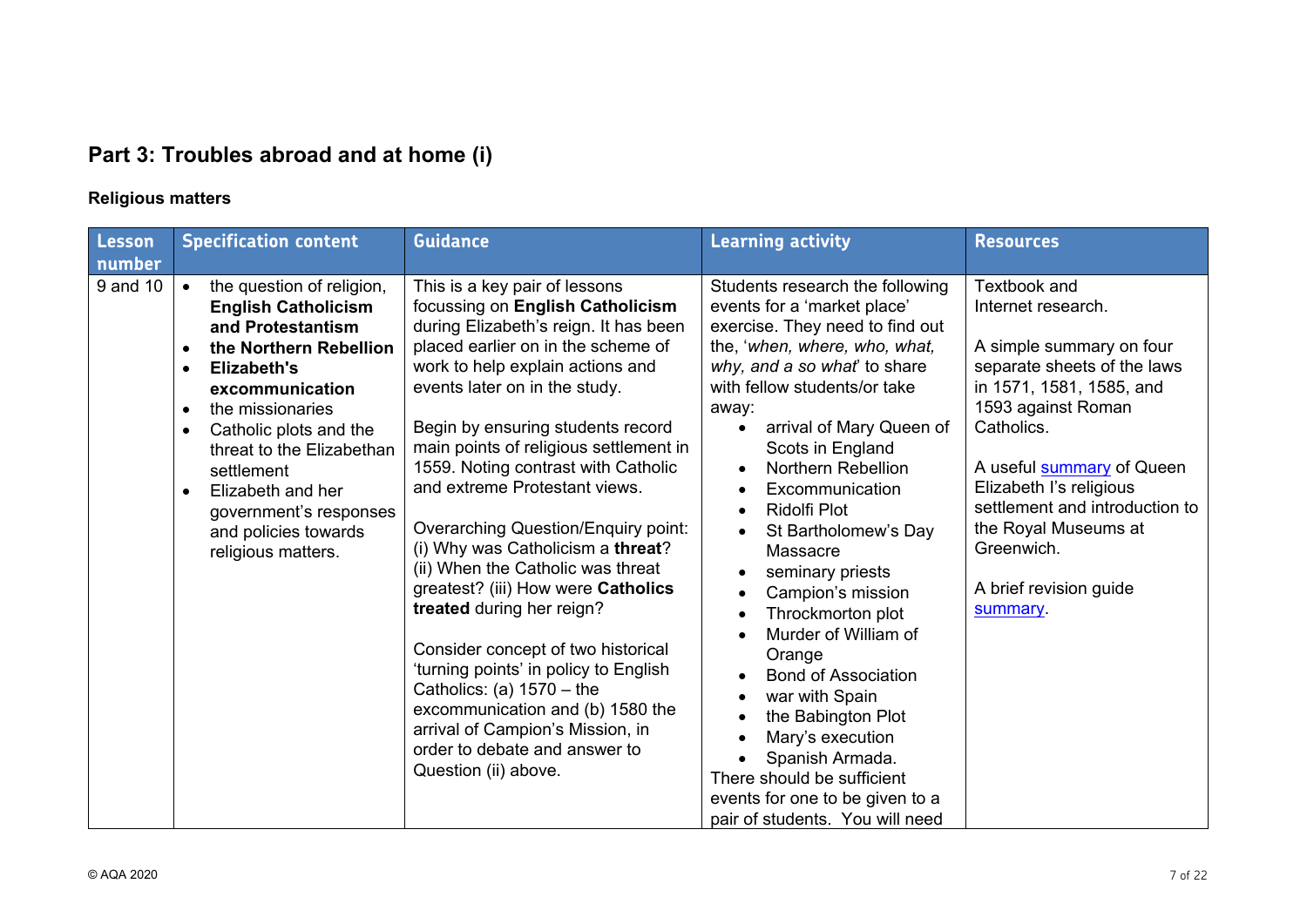## Part 3: Troubles abroad and at home (i)

### Religious matters

| Lesson number | Specification content | Guidance | Learning activity | Resources |
|---|---|---|---|---|
| 9 and 10 | • the question of religion, **English Catholicism and Protestantism**<br>• **the Northern Rebellion**<br>• **Elizabeth's excommunication**<br>• the missionaries<br>• Catholic plots and the threat to the Elizabethan settlement<br>• Elizabeth and her government's responses and policies towards religious matters. | This is a key pair of lessons focussing on **English Catholicism** during Elizabeth's reign. It has been placed earlier on in the scheme of work to help explain actions and events later on in the study.<br><br>Begin by ensuring students record main points of religious settlement in 1559. Noting contrast with Catholic and extreme Protestant views.<br><br>Overarching Question/Enquiry point: (i) Why was Catholicism a **threat**? (ii) When the Catholic was threat greatest? (iii) How were **Catholics treated** during her reign?<br><br>Consider concept of two historical 'turning points' in policy to English Catholics: (a) 1570 – the excommunication and (b) 1580 the arrival of Campion's Mission, in order to debate and answer to Question (ii) above. | Students research the following events for a 'market place' exercise. They need to find out the, '*when, where, who, what, why, and a so what*' to share with fellow students/or take away:<br>• arrival of Mary Queen of Scots in England<br>• Northern Rebellion<br>• Excommunication<br>• Ridolfi Plot<br>• St Bartholomew's Day Massacre<br>• seminary priests<br>• Campion's mission<br>• Throckmorton plot<br>• Murder of William of Orange<br>• Bond of Association<br>• war with Spain<br>• the Babington Plot<br>• Mary's execution<br>• Spanish Armada.<br>There should be sufficient events for one to be given to a pair of students. You will need | Textbook and Internet research.<br><br>A simple summary on four separate sheets of the laws in 1571, 1581, 1585, and 1593 against Roman Catholics.<br><br>A useful summary of Queen Elizabeth I's religious settlement and introduction to the Royal Museums at Greenwich.<br><br>A brief revision guide summary. |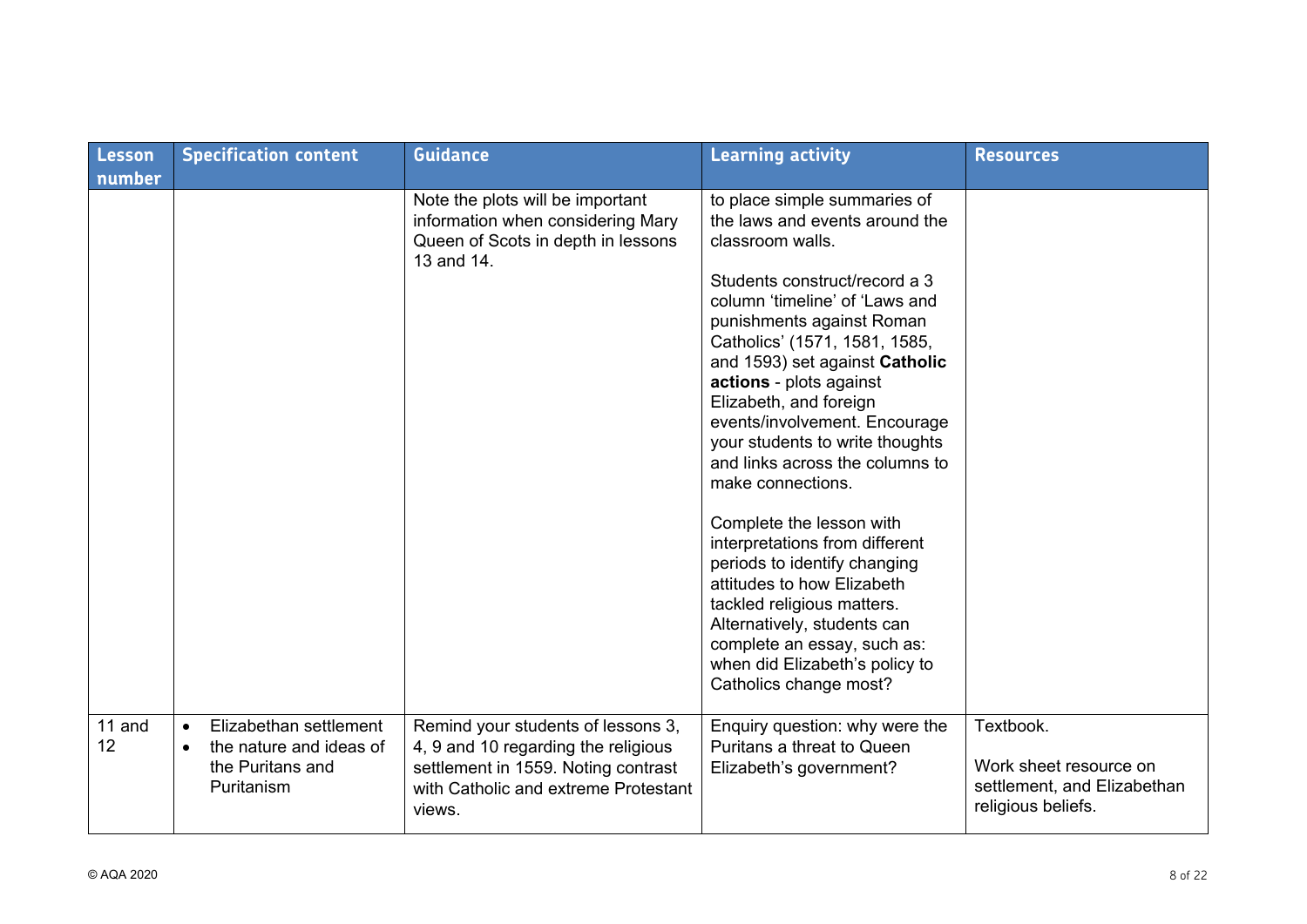| Lesson number | Specification content | Guidance | Learning activity | Resources |
|---|---|---|---|---|
| | | Note the plots will be important information when considering Mary Queen of Scots in depth in lessons 13 and 14. | to place simple summaries of the laws and events around the classroom walls.<br><br>Students construct/record a 3 column 'timeline' of 'Laws and punishments against Roman Catholics' (1571, 1581, 1585, and 1593) set against **Catholic actions** - plots against Elizabeth, and foreign events/involvement. Encourage your students to write thoughts and links across the columns to make connections.<br><br>Complete the lesson with interpretations from different periods to identify changing attitudes to how Elizabeth tackled religious matters. Alternatively, students can complete an essay, such as: when did Elizabeth's policy to Catholics change most? | |
| 11 and 12 | • Elizabethan settlement<br>• the nature and ideas of the Puritans and Puritanism | Remind your students of lessons 3, 4, 9 and 10 regarding the religious settlement in 1559. Noting contrast with Catholic and extreme Protestant views. | Enquiry question: why were the Puritans a threat to Queen Elizabeth's government? | Textbook.<br><br>Work sheet resource on settlement, and Elizabethan religious beliefs. |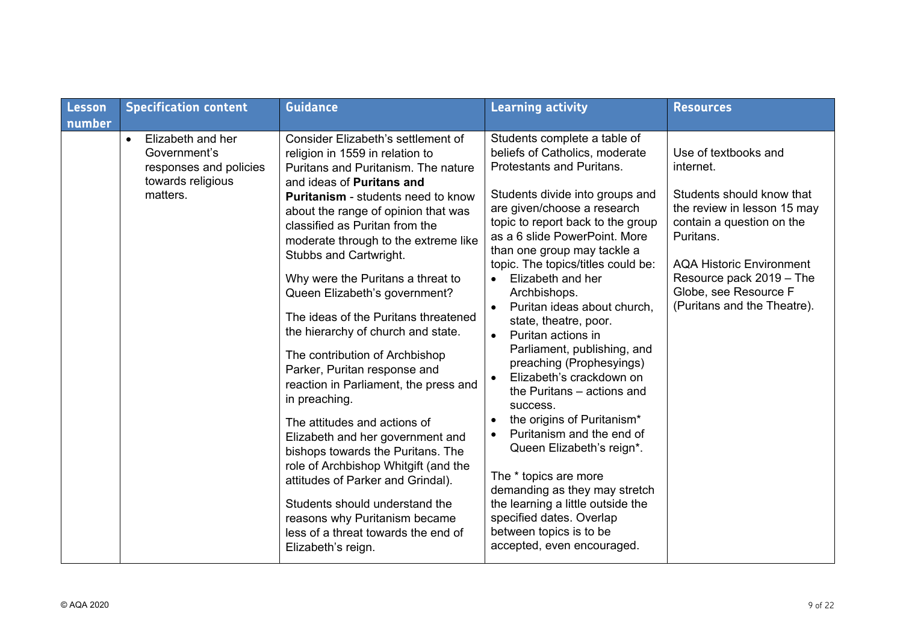| Lesson number | Specification content | Guidance | Learning activity | Resources |
| --- | --- | --- | --- | --- |
| | • Elizabeth and her Government's responses and policies towards religious matters. | Consider Elizabeth's settlement of religion in 1559 in relation to Puritans and Puritanism. The nature and ideas of **Puritans and Puritanism** - students need to know about the range of opinion that was classified as Puritan from the moderate through to the extreme like Stubbs and Cartwright.<br><br>Why were the Puritans a threat to Queen Elizabeth's government?<br><br>The ideas of the Puritans threatened the hierarchy of church and state.<br><br>The contribution of Archbishop Parker, Puritan response and reaction in Parliament, the press and in preaching.<br><br>The attitudes and actions of Elizabeth and her government and bishops towards the Puritans. The role of Archbishop Whitgift (and the attitudes of Parker and Grindal).<br><br>Students should understand the reasons why Puritanism became less of a threat towards the end of Elizabeth's reign. | Students complete a table of beliefs of Catholics, moderate Protestants and Puritans.<br><br>Students divide into groups and are given/choose a research topic to report back to the group as a 6 slide PowerPoint. More than one group may tackle a topic. The topics/titles could be:<br>• Elizabeth and her Archbishops.<br>• Puritan ideas about church, state, theatre, poor.<br>• Puritan actions in Parliament, publishing, and preaching (Prophesyings)<br>• Elizabeth's crackdown on the Puritans – actions and success.<br>• the origins of Puritanism*<br>• Puritanism and the end of Queen Elizabeth's reign*.<br><br>The * topics are more demanding as they may stretch the learning a little outside the specified dates. Overlap between topics is to be accepted, even encouraged. | Use of textbooks and internet.<br><br>Students should know that the review in lesson 15 may contain a question on the Puritans.<br><br>AQA Historic Environment Resource pack 2019 – The Globe, see Resource F (Puritans and the Theatre). |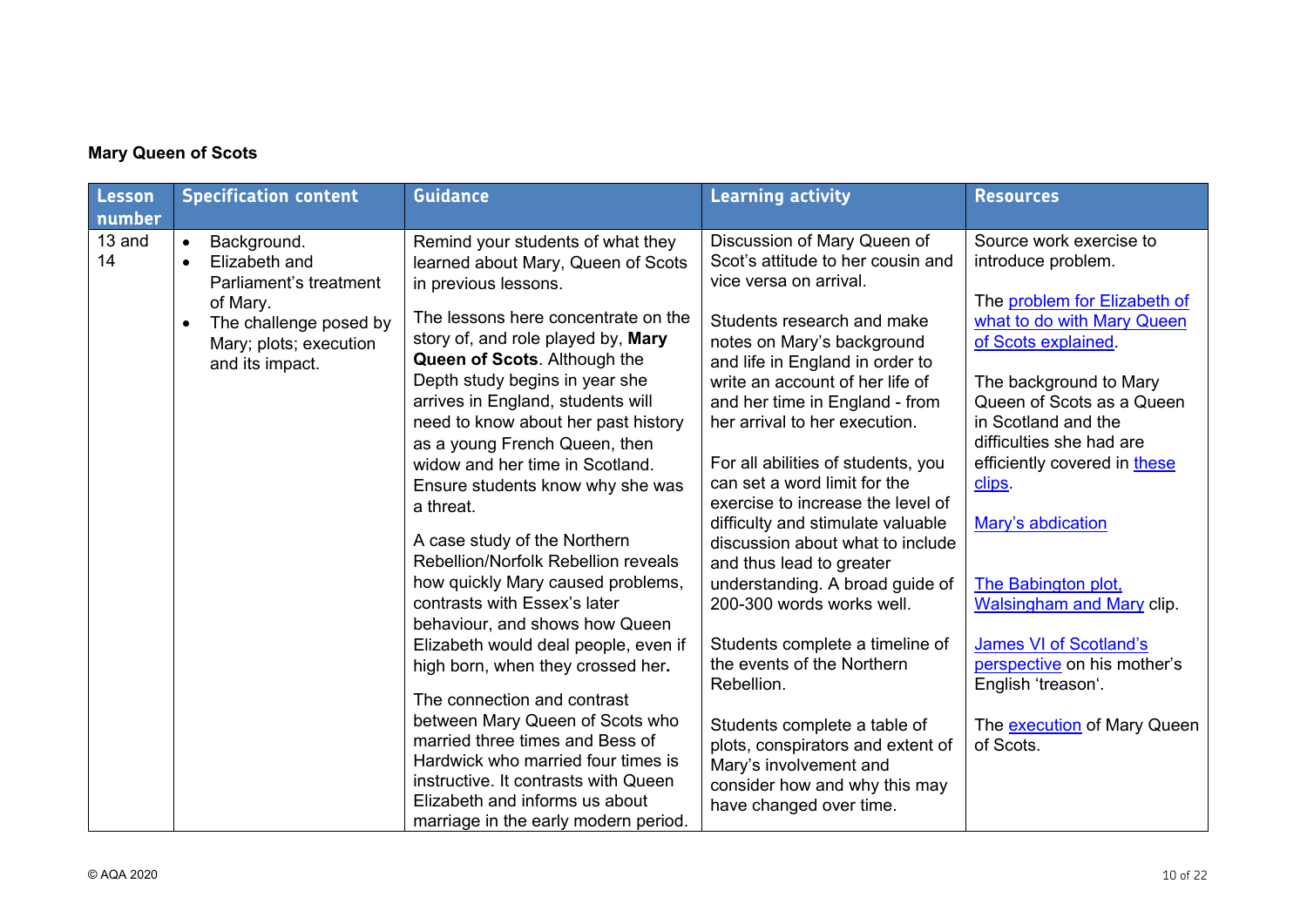**Mary Queen of Scots**

| Lesson number | Specification content | Guidance | Learning activity | Resources |
|---|---|---|---|---|
| 13 and 14 | • Background.<br>• Elizabeth and Parliament's treatment of Mary.<br>• The challenge posed by Mary; plots; execution and its impact. | Remind your students of what they learned about Mary, Queen of Scots in previous lessons.<br><br>The lessons here concentrate on the story of, and role played by, **Mary Queen of Scots**. Although the Depth study begins in year she arrives in England, students will need to know about her past history as a young French Queen, then widow and her time in Scotland. Ensure students know why she was a threat.<br><br>A case study of the Northern Rebellion/Norfolk Rebellion reveals how quickly Mary caused problems, contrasts with Essex's later behaviour, and shows how Queen Elizabeth would deal people, even if high born, when they crossed her**.**<br><br>The connection and contrast between Mary Queen of Scots who married three times and Bess of Hardwick who married four times is instructive. It contrasts with Queen Elizabeth and informs us about marriage in the early modern period. | Discussion of Mary Queen of Scot's attitude to her cousin and vice versa on arrival.<br><br>Students research and make notes on Mary's background and life in England in order to write an account of her life of and her time in England - from her arrival to her execution.<br><br>For all abilities of students, you can set a word limit for the exercise to increase the level of difficulty and stimulate valuable discussion about what to include and thus lead to greater understanding. A broad guide of 200-300 words works well.<br><br>Students complete a timeline of the events of the Northern Rebellion.<br><br>Students complete a table of plots, conspirators and extent of Mary's involvement and consider how and why this may have changed over time. | Source work exercise to introduce problem.<br><br>The problem for Elizabeth of what to do with Mary Queen of Scots explained.<br><br>The background to Mary Queen of Scots as a Queen in Scotland and the difficulties she had are efficiently covered in these clips.<br><br>Mary's abdication<br><br>The Babington plot, Walsingham and Mary clip.<br><br>James VI of Scotland's perspective on his mother's English 'treason'.<br><br>The execution of Mary Queen of Scots. |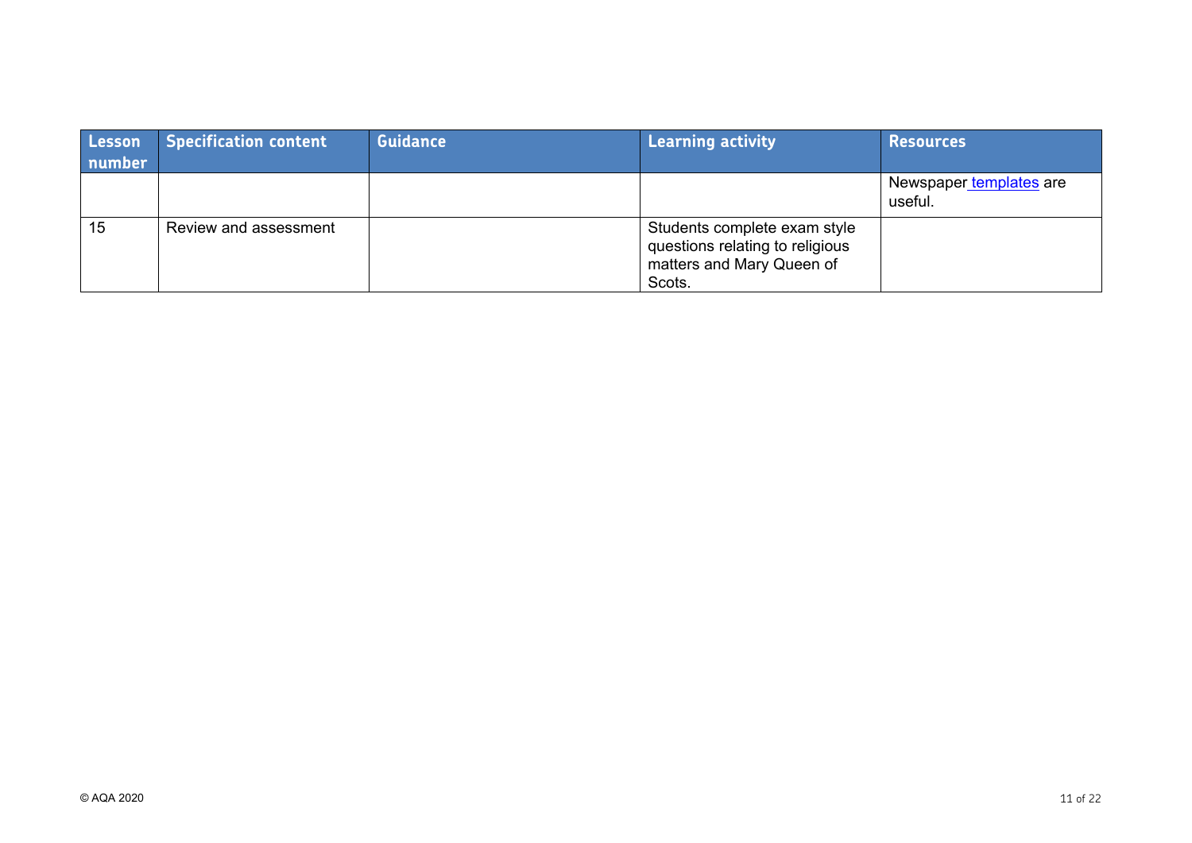| Lesson number | Specification content | Guidance | Learning activity | Resources |
|---|---|---|---|---|
| | | | | Newspaper templates are useful. |
| 15 | Review and assessment | | Students complete exam style questions relating to religious matters and Mary Queen of Scots. | |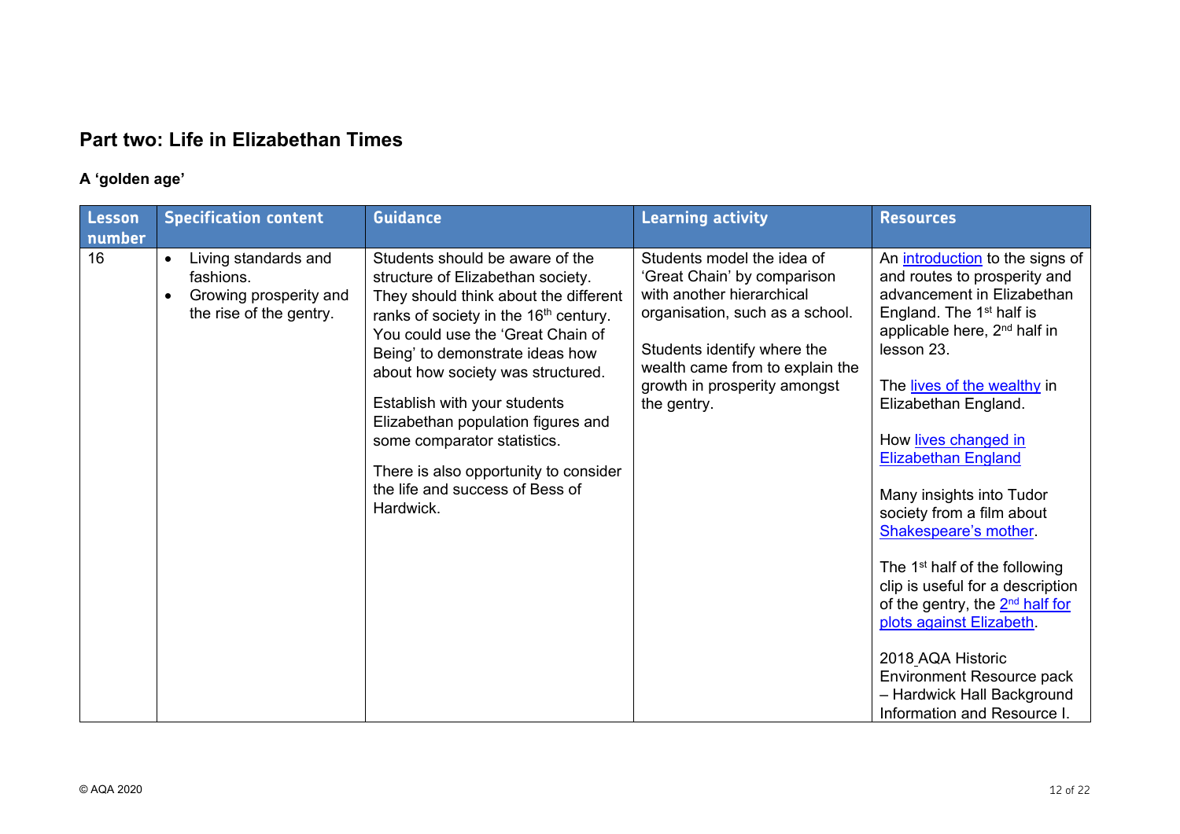## Part two: Life in Elizabethan Times

### A 'golden age'

| Lesson number | Specification content | Guidance | Learning activity | Resources |
|---|---|---|---|---|
| 16 | • Living standards and fashions.<br>• Growing prosperity and the rise of the gentry. | Students should be aware of the structure of Elizabethan society. They should think about the different ranks of society in the 16th century. You could use the 'Great Chain of Being' to demonstrate ideas how about how society was structured.<br><br>Establish with your students Elizabethan population figures and some comparator statistics.<br><br>There is also opportunity to consider the life and success of Bess of Hardwick. | Students model the idea of 'Great Chain' by comparison with another hierarchical organisation, such as a school.<br><br>Students identify where the wealth came from to explain the growth in prosperity amongst the gentry. | An introduction to the signs of and routes to prosperity and advancement in Elizabethan England. The 1st half is applicable here, 2nd half in lesson 23.<br><br>The lives of the wealthy in Elizabethan England.<br><br>How lives changed in Elizabethan England<br><br>Many insights into Tudor society from a film about Shakespeare's mother.<br><br>The 1st half of the following clip is useful for a description of the gentry, the 2nd half for plots against Elizabeth.<br><br>2018 AQA Historic Environment Resource pack – Hardwick Hall Background Information and Resource I. |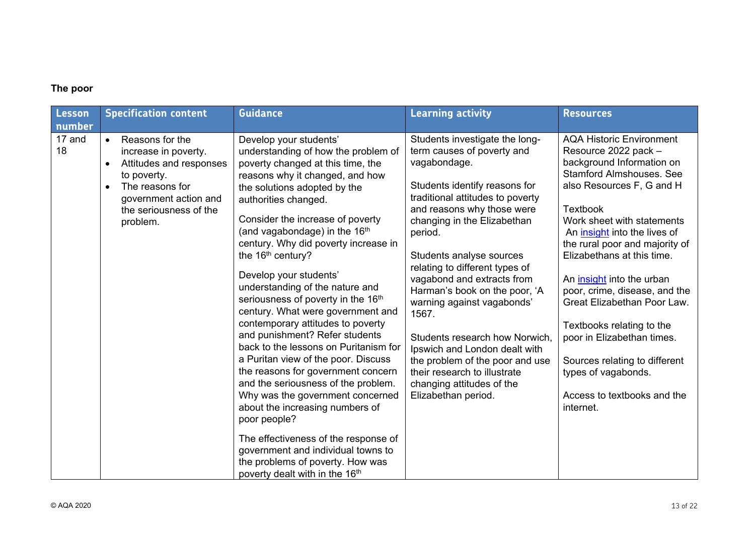**The poor**

| Lesson number | Specification content | Guidance | Learning activity | Resources |
|---|---|---|---|---|
| 17 and 18 | • Reasons for the increase in poverty.<br>• Attitudes and responses to poverty.<br>• The reasons for government action and the seriousness of the problem. | Develop your students' understanding of how the problem of poverty changed at this time, the reasons why it changed, and how the solutions adopted by the authorities changed.<br><br>Consider the increase of poverty (and vagabondage) in the 16th century. Why did poverty increase in the 16th century?<br><br>Develop your students' understanding of the nature and seriousness of poverty in the 16th century. What were government and contemporary attitudes to poverty and punishment? Refer students back to the lessons on Puritanism for a Puritan view of the poor. Discuss the reasons for government concern and the seriousness of the problem. Why was the government concerned about the increasing numbers of poor people?<br><br>The effectiveness of the response of government and individual towns to the problems of poverty. How was poverty dealt with in the 16th | Students investigate the long-term causes of poverty and vagabondage.<br><br>Students identify reasons for traditional attitudes to poverty and reasons why those were changing in the Elizabethan period.<br><br>Students analyse sources relating to different types of vagabond and extracts from Harman's book on the poor, 'A warning against vagabonds' 1567.<br><br>Students research how Norwich, Ipswich and London dealt with the problem of the poor and use their research to illustrate changing attitudes of the Elizabethan period. | AQA Historic Environment Resource 2022 pack – background Information on Stamford Almshouses. See also Resources F, G and H<br><br>Textbook<br>Work sheet with statements<br>An [insight]() into the lives of the rural poor and majority of Elizabethans at this time.<br><br>An [insight]() into the urban poor, crime, disease, and the Great Elizabethan Poor Law.<br><br>Textbooks relating to the poor in Elizabethan times.<br><br>Sources relating to different types of vagabonds.<br><br>Access to textbooks and the internet. |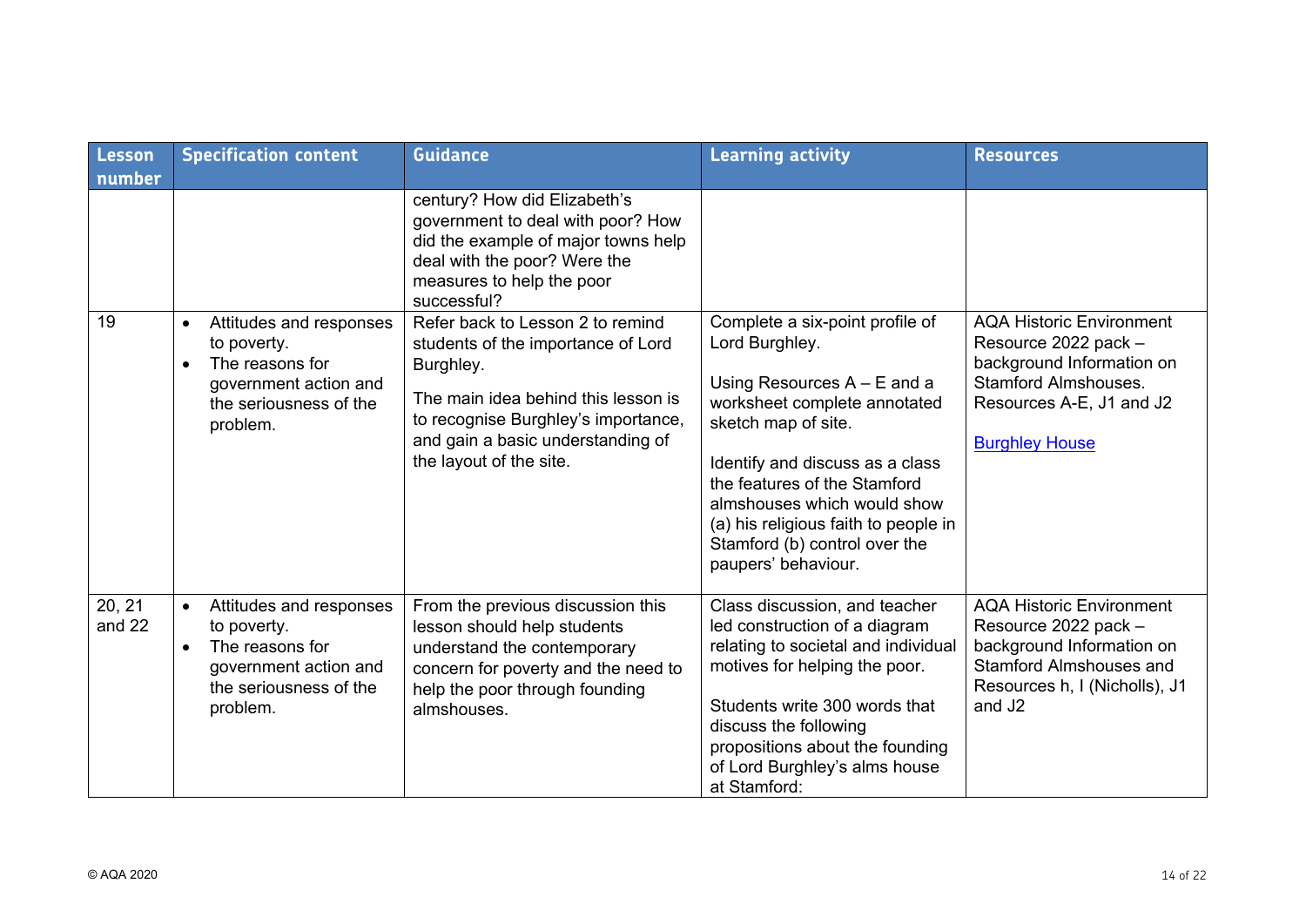| Lesson number | Specification content | Guidance | Learning activity | Resources |
|---|---|---|---|---|
| | | century? How did Elizabeth's government to deal with poor? How did the example of major towns help deal with the poor? Were the measures to help the poor successful? | | |
| 19 | • Attitudes and responses to poverty.<br>• The reasons for government action and the seriousness of the problem. | Refer back to Lesson 2 to remind students of the importance of Lord Burghley.<br><br>The main idea behind this lesson is to recognise Burghley's importance, and gain a basic understanding of the layout of the site. | Complete a six-point profile of Lord Burghley.<br><br>Using Resources A – E and a worksheet complete annotated sketch map of site.<br><br>Identify and discuss as a class the features of the Stamford almshouses which would show (a) his religious faith to people in Stamford (b) control over the paupers' behaviour. | AQA Historic Environment Resource 2022 pack – background Information on Stamford Almshouses. Resources A-E, J1 and J2<br><br>[Burghley House] |
| 20, 21 and 22 | • Attitudes and responses to poverty.<br>• The reasons for government action and the seriousness of the problem. | From the previous discussion this lesson should help students understand the contemporary concern for poverty and the need to help the poor through founding almshouses. | Class discussion, and teacher led construction of a diagram relating to societal and individual motives for helping the poor.<br><br>Students write 300 words that discuss the following propositions about the founding of Lord Burghley's alms house at Stamford: | AQA Historic Environment Resource 2022 pack – background Information on Stamford Almshouses and Resources h, I (Nicholls), J1 and J2 |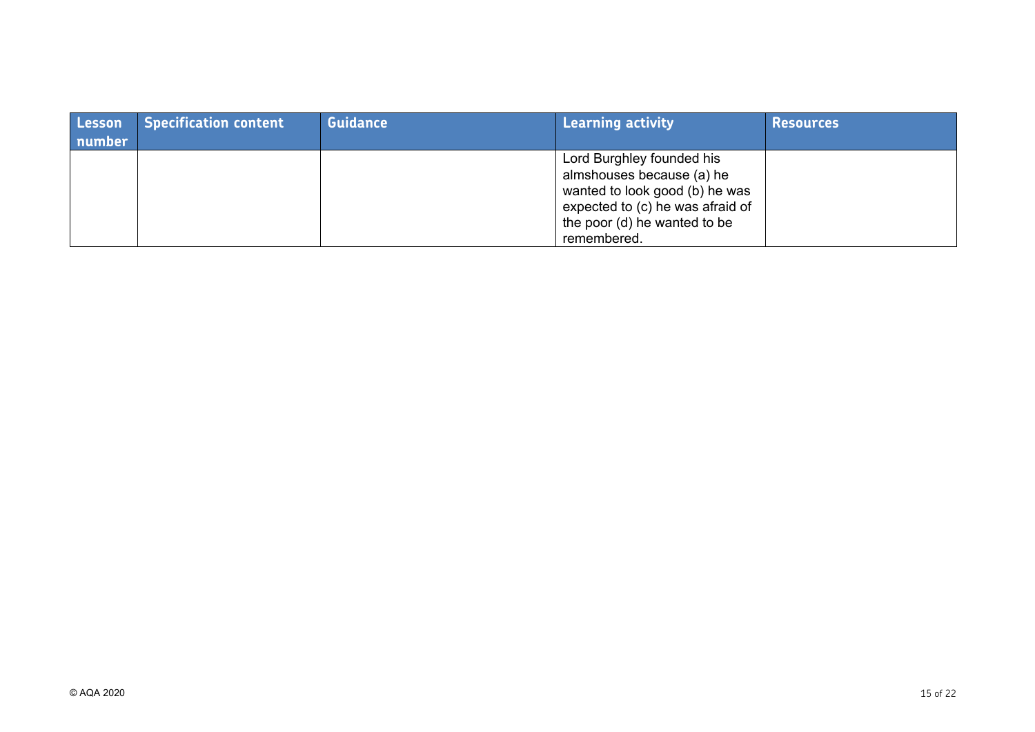| Lesson number | Specification content | Guidance | Learning activity | Resources |
|---|---|---|---|---|
| | | | Lord Burghley founded his almshouses because (a) he wanted to look good (b) he was expected to (c) he was afraid of the poor (d) he wanted to be remembered. | |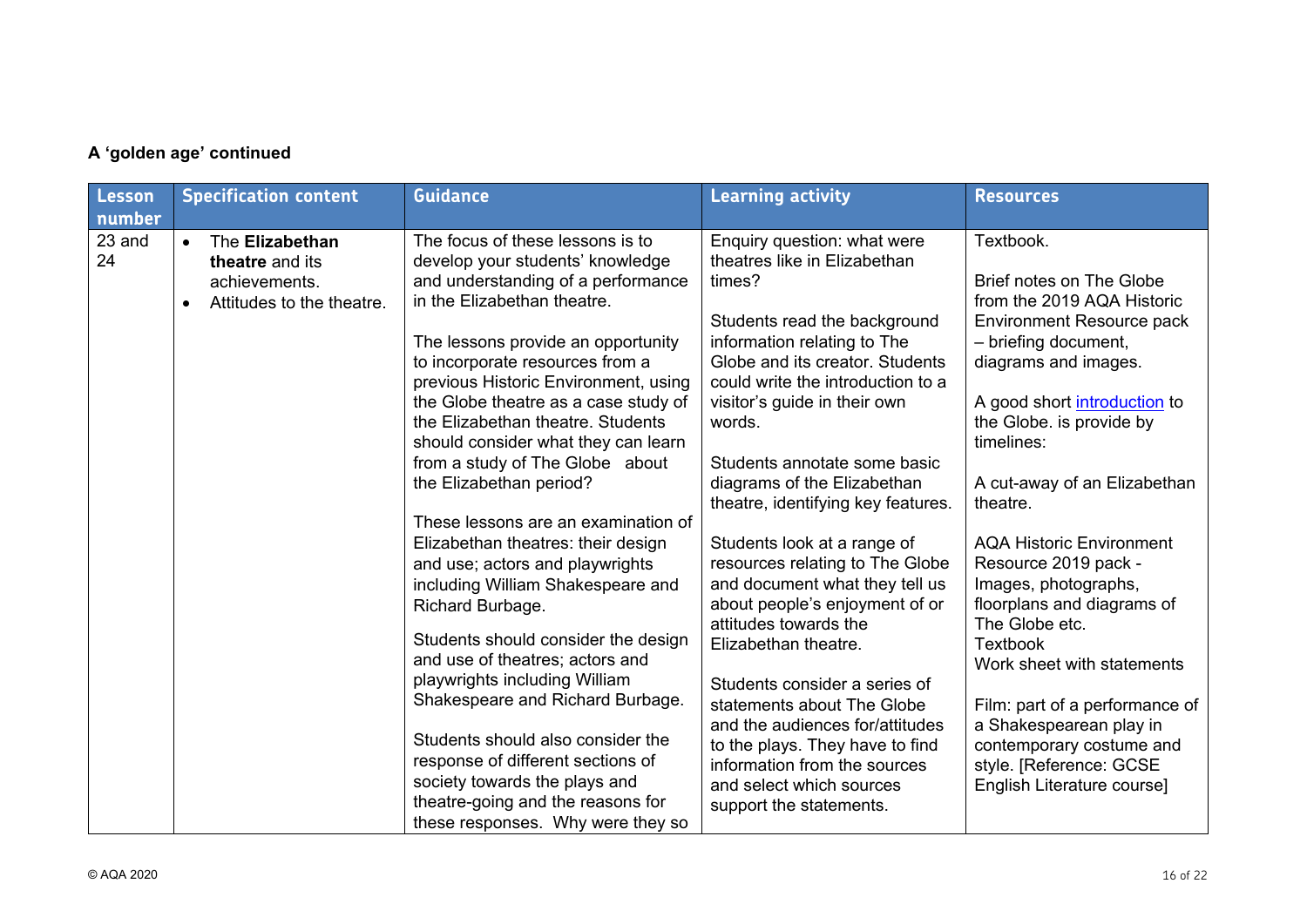**A 'golden age' continued**

| Lesson number | Specification content | Guidance | Learning activity | Resources |
|---|---|---|---|---|
| 23 and 24 | • The **Elizabethan theatre** and its achievements.<br>• Attitudes to the theatre. | The focus of these lessons is to develop your students' knowledge and understanding of a performance in the Elizabethan theatre.<br><br>The lessons provide an opportunity to incorporate resources from a previous Historic Environment, using the Globe theatre as a case study of the Elizabethan theatre. Students should consider what they can learn from a study of The Globe about the Elizabethan period?<br><br>These lessons are an examination of Elizabethan theatres: their design and use; actors and playwrights including William Shakespeare and Richard Burbage.<br><br>Students should consider the design and use of theatres; actors and playwrights including William Shakespeare and Richard Burbage.<br><br>Students should also consider the response of different sections of society towards the plays and theatre-going and the reasons for these responses. Why were they so | Enquiry question: what were theatres like in Elizabethan times?<br><br>Students read the background information relating to The Globe and its creator. Students could write the introduction to a visitor's guide in their own words.<br><br>Students annotate some basic diagrams of the Elizabethan theatre, identifying key features.<br><br>Students look at a range of resources relating to The Globe and document what they tell us about people's enjoyment of or attitudes towards the Elizabethan theatre.<br><br>Students consider a series of statements about The Globe and the audiences for/attitudes to the plays. They have to find information from the sources and select which sources support the statements. | Textbook.<br><br>Brief notes on The Globe from the 2019 AQA Historic Environment Resource pack – briefing document, diagrams and images.<br><br>A good short introduction to the Globe. is provide by timelines:<br><br>A cut-away of an Elizabethan theatre.<br><br>AQA Historic Environment Resource 2019 pack - Images, photographs, floorplans and diagrams of The Globe etc.<br>Textbook<br>Work sheet with statements<br><br>Film: part of a performance of a Shakespearean play in contemporary costume and style. [Reference: GCSE English Literature course] |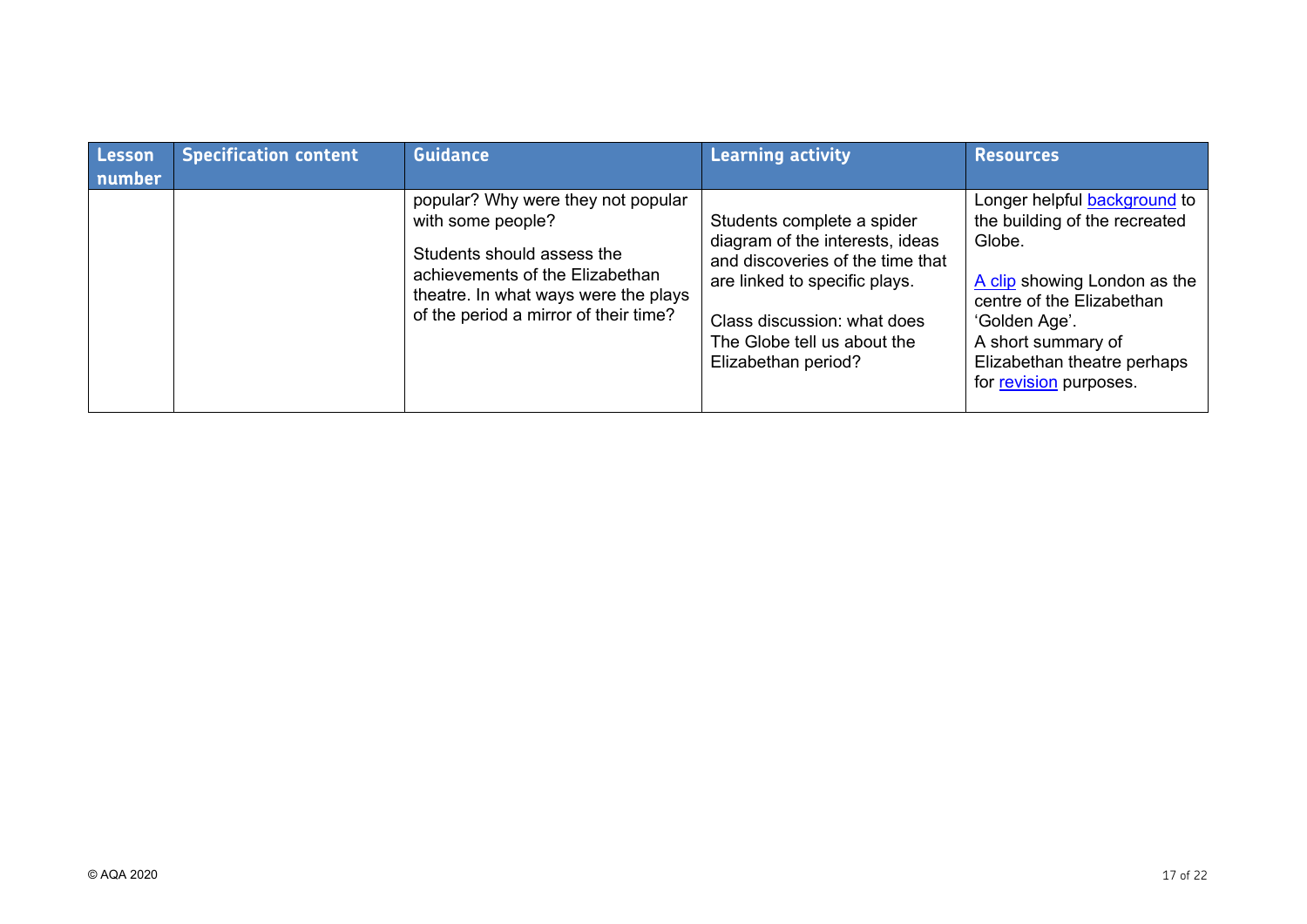| Lesson number | Specification content | Guidance | Learning activity | Resources |
|---|---|---|---|---|
| | | popular? Why were they not popular with some people?<br><br>Students should assess the achievements of the Elizabethan theatre. In what ways were the plays of the period a mirror of their time? | Students complete a spider diagram of the interests, ideas and discoveries of the time that are linked to specific plays.<br><br>Class discussion: what does The Globe tell us about the Elizabethan period? | Longer helpful background to the building of the recreated Globe.<br><br>A clip showing London as the centre of the Elizabethan 'Golden Age'.<br>A short summary of Elizabethan theatre perhaps for revision purposes. |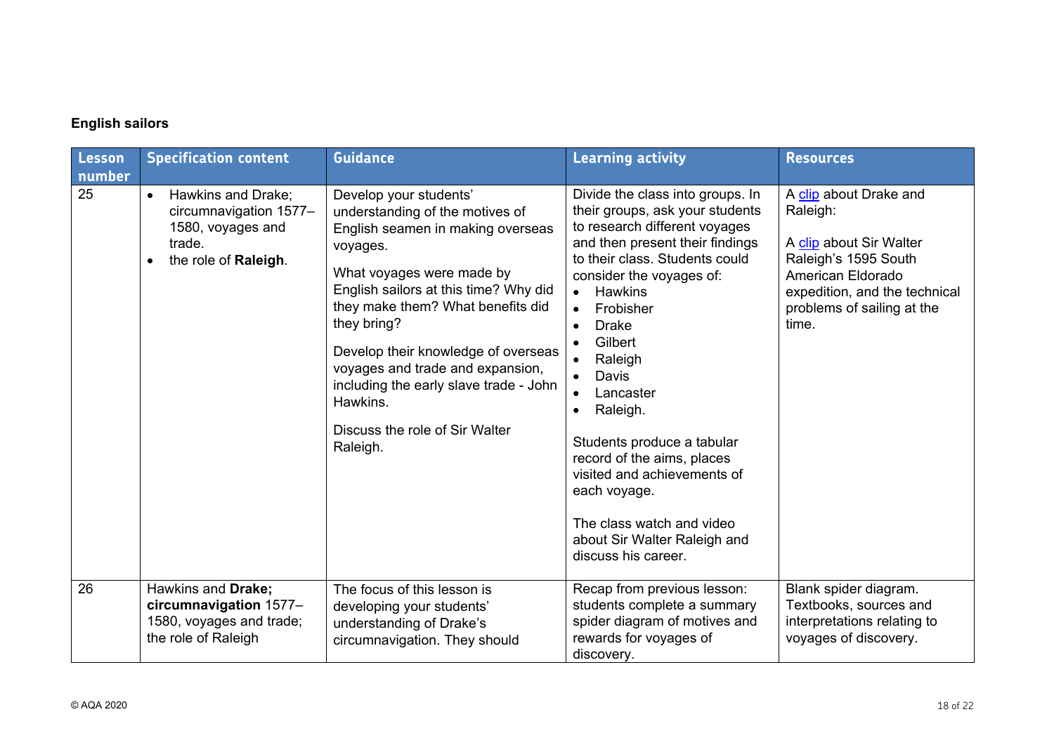**English sailors**

| Lesson number | Specification content | Guidance | Learning activity | Resources |
|---|---|---|---|---|
| 25 | • Hawkins and Drake; circumnavigation 1577–1580, voyages and trade.<br>• the role of **Raleigh**. | Develop your students' understanding of the motives of English seamen in making overseas voyages.<br><br>What voyages were made by English sailors at this time? Why did they make them? What benefits did they bring?<br><br>Develop their knowledge of overseas voyages and trade and expansion, including the early slave trade - John Hawkins.<br><br>Discuss the role of Sir Walter Raleigh. | Divide the class into groups. In their groups, ask your students to research different voyages and then present their findings to their class. Students could consider the voyages of:<br>• Hawkins<br>• Frobisher<br>• Drake<br>• Gilbert<br>• Raleigh<br>• Davis<br>• Lancaster<br>• Raleigh.<br><br>Students produce a tabular record of the aims, places visited and achievements of each voyage.<br><br>The class watch and video about Sir Walter Raleigh and discuss his career. | A clip about Drake and Raleigh:<br><br>A clip about Sir Walter Raleigh's 1595 South American Eldorado expedition, and the technical problems of sailing at the time. |
| 26 | Hawkins and **Drake; circumnavigation** 1577–1580, voyages and trade; the role of Raleigh | The focus of this lesson is developing your students' understanding of Drake's circumnavigation. They should | Recap from previous lesson: students complete a summary spider diagram of motives and rewards for voyages of discovery. | Blank spider diagram. Textbooks, sources and interpretations relating to voyages of discovery. |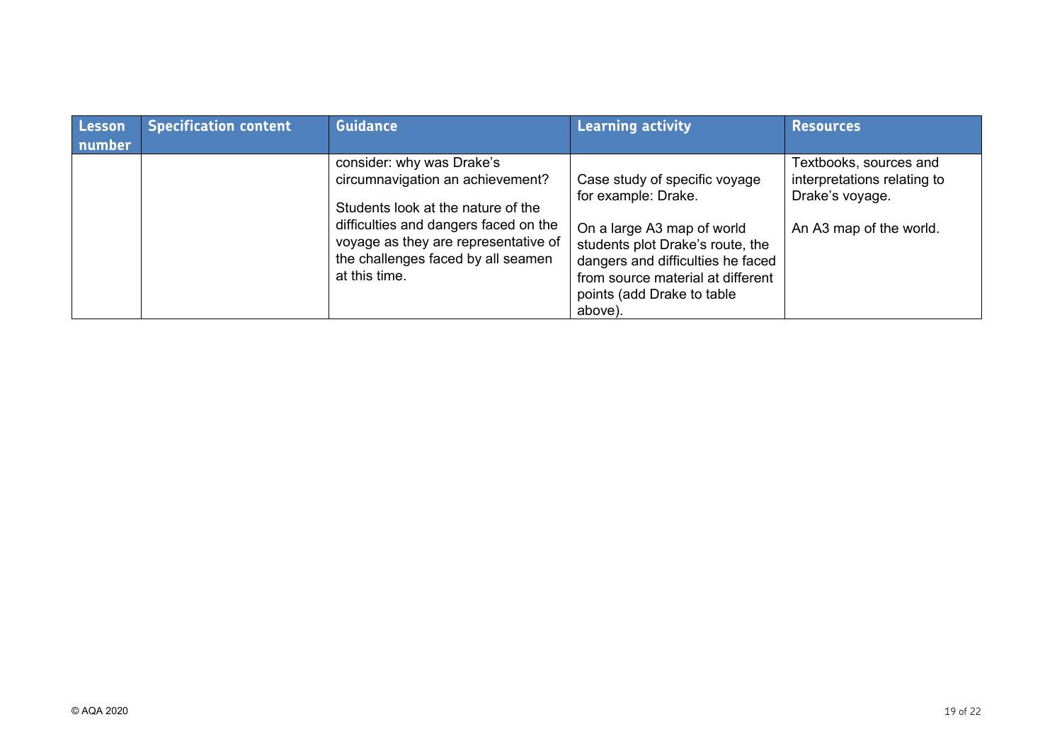| Lesson number | Specification content | Guidance | Learning activity | Resources |
| --- | --- | --- | --- | --- |
| | | consider: why was Drake's circumnavigation an achievement?<br><br>Students look at the nature of the difficulties and dangers faced on the voyage as they are representative of the challenges faced by all seamen at this time. | Case study of specific voyage for example: Drake.<br><br>On a large A3 map of world students plot Drake's route, the dangers and difficulties he faced from source material at different points (add Drake to table above). | Textbooks, sources and interpretations relating to Drake's voyage.<br><br>An A3 map of the world. |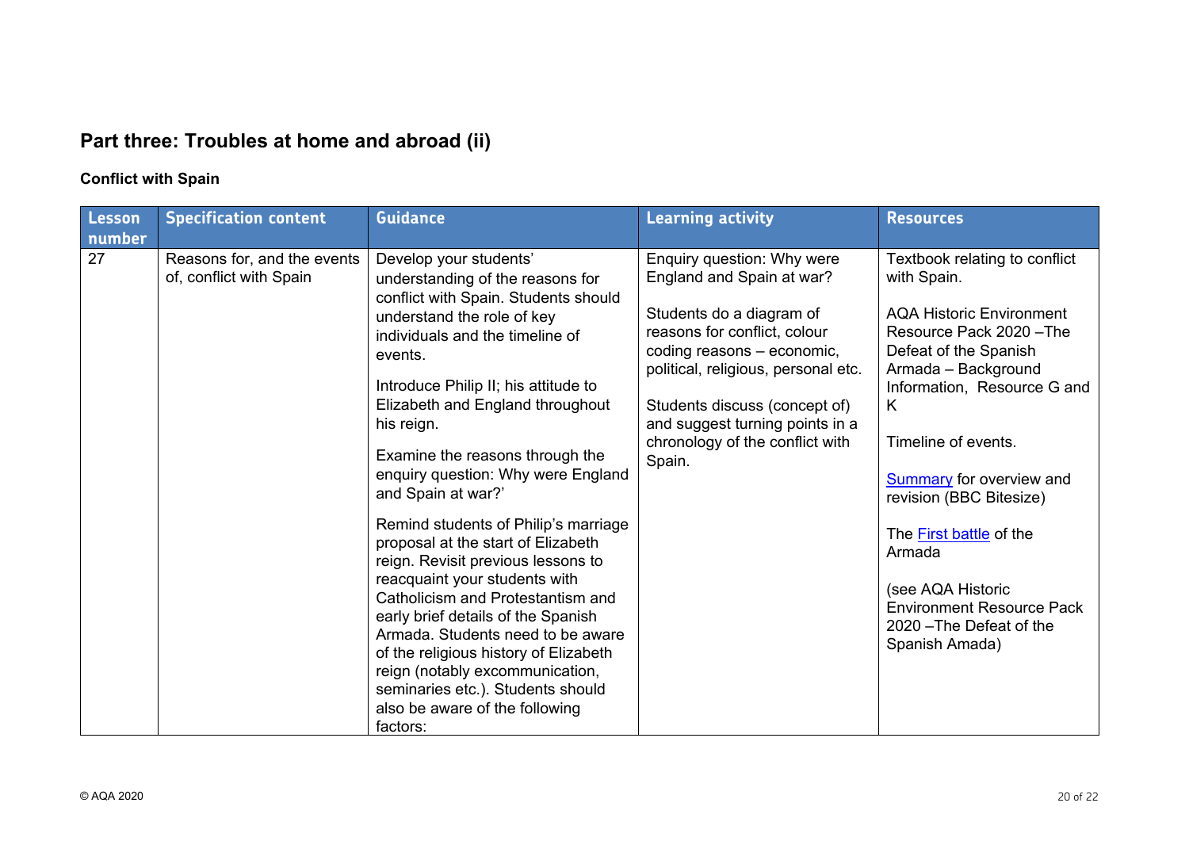## Part three: Troubles at home and abroad (ii)

### Conflict with Spain

| Lesson number | Specification content | Guidance | Learning activity | Resources |
| --- | --- | --- | --- | --- |
| 27 | Reasons for, and the events of, conflict with Spain | Develop your students' understanding of the reasons for conflict with Spain. Students should understand the role of key individuals and the timeline of events.<br><br>Introduce Philip II; his attitude to Elizabeth and England throughout his reign.<br><br>Examine the reasons through the enquiry question: Why were England and Spain at war?'<br><br>Remind students of Philip's marriage proposal at the start of Elizabeth reign. Revisit previous lessons to reacquaint your students with Catholicism and Protestantism and early brief details of the Spanish Armada. Students need to be aware of the religious history of Elizabeth reign (notably excommunication, seminaries etc.). Students should also be aware of the following factors: | Enquiry question: Why were England and Spain at war?<br><br>Students do a diagram of reasons for conflict, colour coding reasons – economic, political, religious, personal etc.<br><br>Students discuss (concept of) and suggest turning points in a chronology of the conflict with Spain. | Textbook relating to conflict with Spain.<br><br>AQA Historic Environment Resource Pack 2020 –The Defeat of the Spanish Armada – Background Information, Resource G and K<br><br>Timeline of events.<br><br>Summary for overview and revision (BBC Bitesize)<br><br>The First battle of the Armada<br><br>(see AQA Historic Environment Resource Pack 2020 –The Defeat of the Spanish Amada) |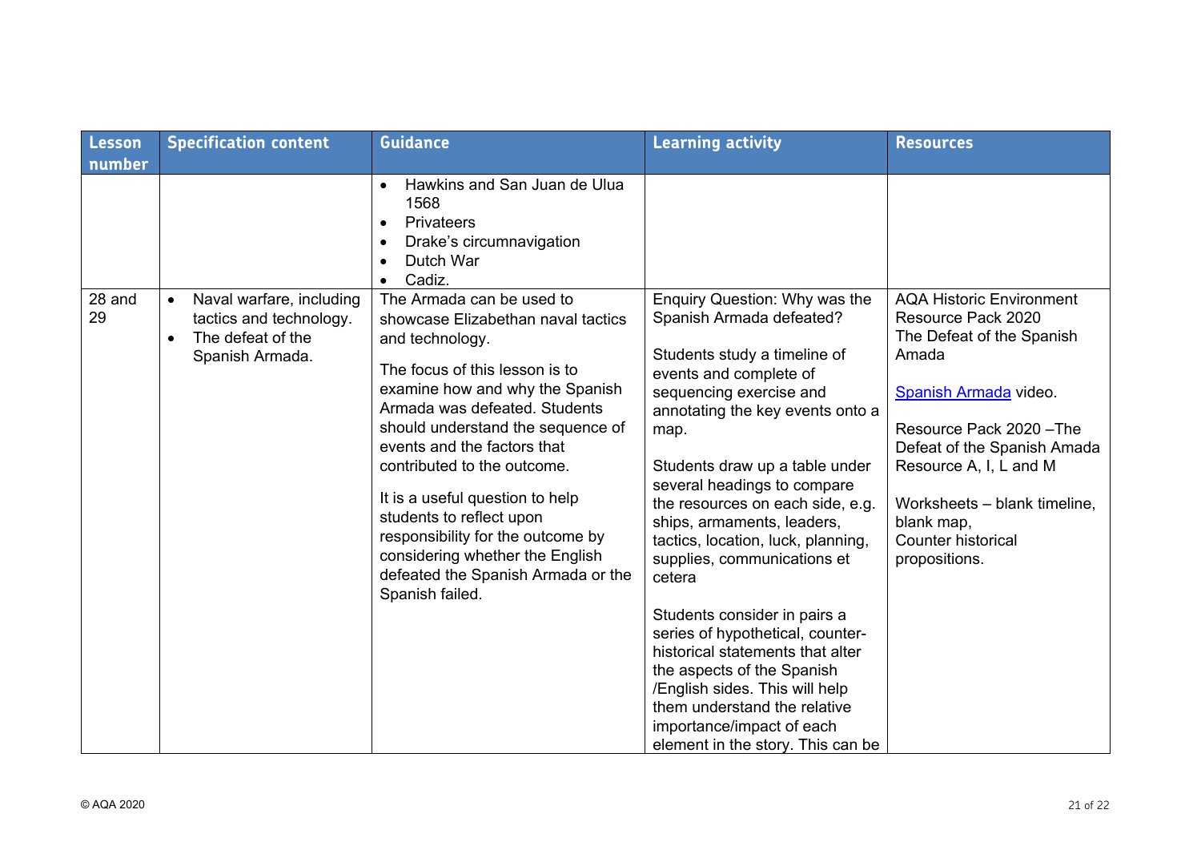| Lesson number | Specification content | Guidance | Learning activity | Resources |
|---|---|---|---|---|
| | | <ul><li>Hawkins and San Juan de Ulua 1568</li><li>Privateers</li><li>Drake's circumnavigation</li><li>Dutch War</li><li>Cadiz.</li></ul> | | |
| 28 and 29 | <ul><li>Naval warfare, including tactics and technology.</li><li>The defeat of the Spanish Armada.</li></ul> | The Armada can be used to showcase Elizabethan naval tactics and technology.<br><br>The focus of this lesson is to examine how and why the Spanish Armada was defeated. Students should understand the sequence of events and the factors that contributed to the outcome.<br><br>It is a useful question to help students to reflect upon responsibility for the outcome by considering whether the English defeated the Spanish Armada or the Spanish failed. | Enquiry Question: Why was the Spanish Armada defeated?<br><br>Students study a timeline of events and complete of sequencing exercise and annotating the key events onto a map.<br><br>Students draw up a table under several headings to compare the resources on each side, e.g. ships, armaments, leaders, tactics, location, luck, planning, supplies, communications et cetera<br><br>Students consider in pairs a series of hypothetical, counter-historical statements that alter the aspects of the Spanish /English sides. This will help them understand the relative importance/impact of each element in the story. This can be | AQA Historic Environment Resource Pack 2020 The Defeat of the Spanish Amada<br><br>Spanish Armada video.<br><br>Resource Pack 2020 –The Defeat of the Spanish Amada Resource A, I, L and M<br><br>Worksheets – blank timeline, blank map,<br>Counter historical propositions. |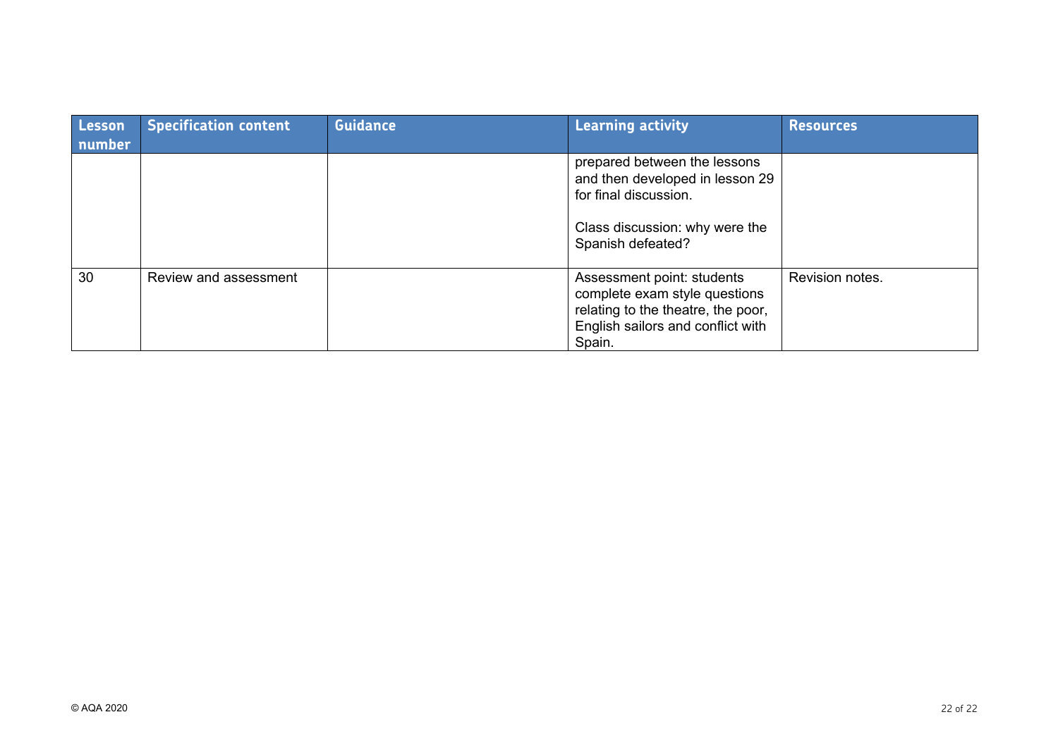| Lesson number | Specification content | Guidance | Learning activity | Resources |
|---|---|---|---|---|
| | | | prepared between the lessons and then developed in lesson 29 for final discussion.<br><br>Class discussion: why were the Spanish defeated? | |
| 30 | Review and assessment | | Assessment point: students complete exam style questions relating to the theatre, the poor, English sailors and conflict with Spain. | Revision notes. |

© AQA 2020